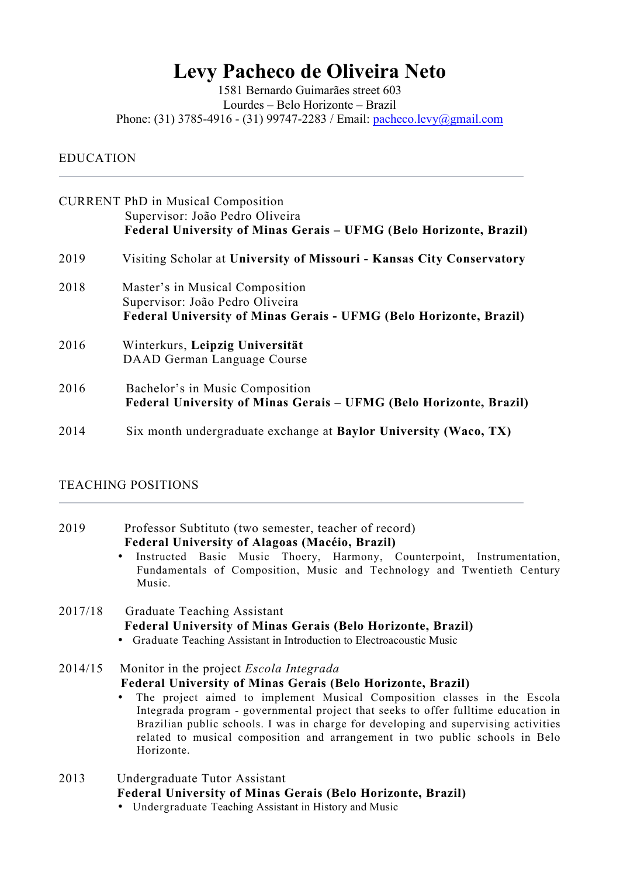# Levy Pacheco de Oliveira Neto

1581 Bernardo Guimarães street 603
Lourdes – Belo Horizonte – Brazil
Phone: (31) 3785-4916 - (31) 99747-2283 / Email: pacheco.levy@gmail.com

## EDUCATION

CURRENT PhD in Musical Composition
Supervisor: João Pedro Oliveira
**Federal University of Minas Gerais – UFMG (Belo Horizonte, Brazil)**

2019 Visiting Scholar at **University of Missouri - Kansas City Conservatory**

2018 Master's in Musical Composition
Supervisor: João Pedro Oliveira
**Federal University of Minas Gerais - UFMG (Belo Horizonte, Brazil)**

2016 Winterkurs, **Leipzig Universität**
DAAD German Language Course

2016 Bachelor's in Music Composition
**Federal University of Minas Gerais – UFMG (Belo Horizonte, Brazil)**

2014 Six month undergraduate exchange at **Baylor University (Waco, TX)**

## TEACHING POSITIONS

2019 Professor Subtituto (two semester, teacher of record)
**Federal University of Alagoas (Macéio, Brazil)**

- Instructed Basic Music Thoery, Harmony, Counterpoint, Instrumentation, Fundamentals of Composition, Music and Technology and Twentieth Century Music.

2017/18 Graduate Teaching Assistant
**Federal University of Minas Gerais (Belo Horizonte, Brazil)**

- Graduate Teaching Assistant in Introduction to Electroacoustic Music

2014/15 Monitor in the project *Escola Integrada*
**Federal University of Minas Gerais (Belo Horizonte, Brazil)**

- The project aimed to implement Musical Composition classes in the Escola Integrada program - governmental project that seeks to offer fulltime education in Brazilian public schools. I was in charge for developing and supervising activities related to musical composition and arrangement in two public schools in Belo Horizonte.

2013 Undergraduate Tutor Assistant
**Federal University of Minas Gerais (Belo Horizonte, Brazil)**

- Undergraduate Teaching Assistant in History and Music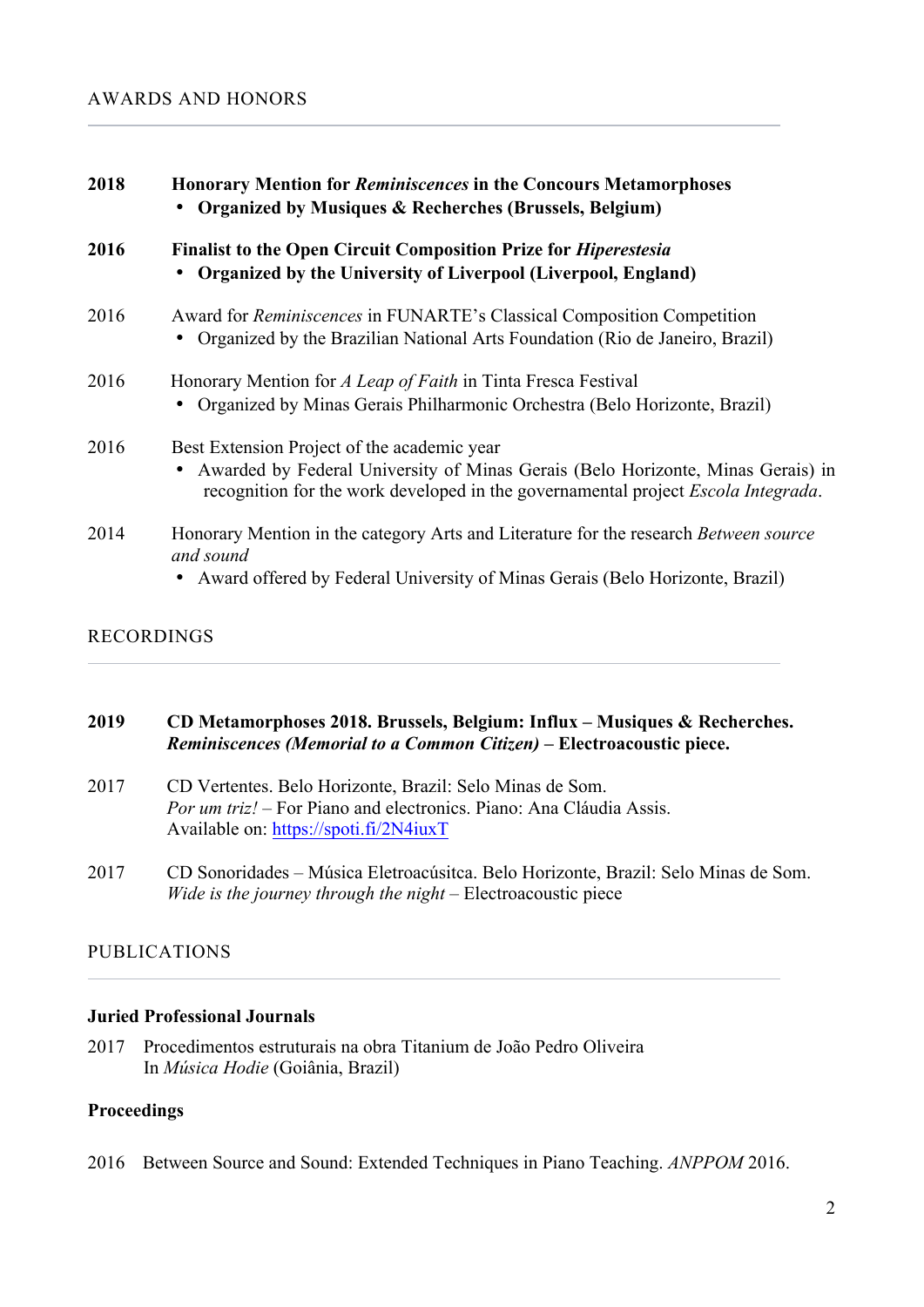## AWARDS AND HONORS

**2018** **Honorary Mention for *Reminiscences* in the Concours Metamorphoses**
- **Organized by Musiques & Recherches (Brussels, Belgium)**

**2016** **Finalist to the Open Circuit Composition Prize for *Hiperestesia***
- **Organized by the University of Liverpool (Liverpool, England)**

2016 Award for *Reminiscences* in FUNARTE's Classical Composition Competition
- Organized by the Brazilian National Arts Foundation (Rio de Janeiro, Brazil)

2016 Honorary Mention for *A Leap of Faith* in Tinta Fresca Festival
- Organized by Minas Gerais Philharmonic Orchestra (Belo Horizonte, Brazil)

2016 Best Extension Project of the academic year
- Awarded by Federal University of Minas Gerais (Belo Horizonte, Minas Gerais) in recognition for the work developed in the governamental project *Escola Integrada*.

2014 Honorary Mention in the category Arts and Literature for the research *Between source and sound*
- Award offered by Federal University of Minas Gerais (Belo Horizonte, Brazil)

## RECORDINGS

**2019** **CD Metamorphoses 2018. Brussels, Belgium: Influx – Musiques & Recherches.**
***Reminiscences (Memorial to a Common Citizen)*** **– Electroacoustic piece.**

2017 CD Vertentes. Belo Horizonte, Brazil: Selo Minas de Som.
*Por um triz!* – For Piano and electronics. Piano: Ana Cláudia Assis.
Available on: https://spoti.fi/2N4iuxT

2017 CD Sonoridades – Música Eletroacúsitca. Belo Horizonte, Brazil: Selo Minas de Som.
*Wide is the journey through the night* – Electroacoustic piece

## PUBLICATIONS

### Juried Professional Journals

2017 Procedimentos estruturais na obra Titanium de João Pedro Oliveira
In *Música Hodie* (Goiânia, Brazil)

### Proceedings

2016 Between Source and Sound: Extended Techniques in Piano Teaching. *ANPPOM* 2016.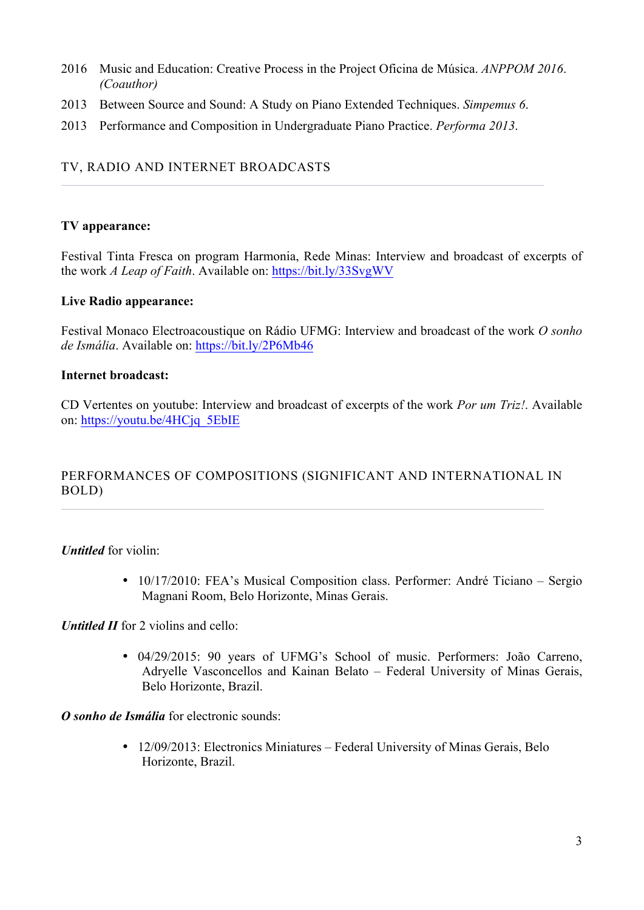2016 Music and Education: Creative Process in the Project Oficina de Música. *ANPPOM 2016*. *(Coauthor)*

2013 Between Source and Sound: A Study on Piano Extended Techniques. *Simpemus 6*.

2013 Performance and Composition in Undergraduate Piano Practice. *Performa 2013*.

## TV, RADIO AND INTERNET BROADCASTS

**TV appearance:**

Festival Tinta Fresca on program Harmonia, Rede Minas: Interview and broadcast of excerpts of the work *A Leap of Faith*. Available on: https://bit.ly/33SvgWV

**Live Radio appearance:**

Festival Monaco Electroacoustique on Rádio UFMG: Interview and broadcast of the work *O sonho de Ismália*. Available on: https://bit.ly/2P6Mb46

**Internet broadcast:**

CD Vertentes on youtube: Interview and broadcast of excerpts of the work *Por um Triz!*. Available on: https://youtu.be/4HCjq_5EbIE

## PERFORMANCES OF COMPOSITIONS (SIGNIFICANT AND INTERNATIONAL IN BOLD)

***Untitled*** for violin:

- 10/17/2010: FEA's Musical Composition class. Performer: André Ticiano – Sergio Magnani Room, Belo Horizonte, Minas Gerais.

***Untitled II*** for 2 violins and cello:

- 04/29/2015: 90 years of UFMG's School of music. Performers: João Carreno, Adryelle Vasconcellos and Kainan Belato – Federal University of Minas Gerais, Belo Horizonte, Brazil.

***O sonho de Ismália*** for electronic sounds:

- 12/09/2013: Electronics Miniatures – Federal University of Minas Gerais, Belo Horizonte, Brazil.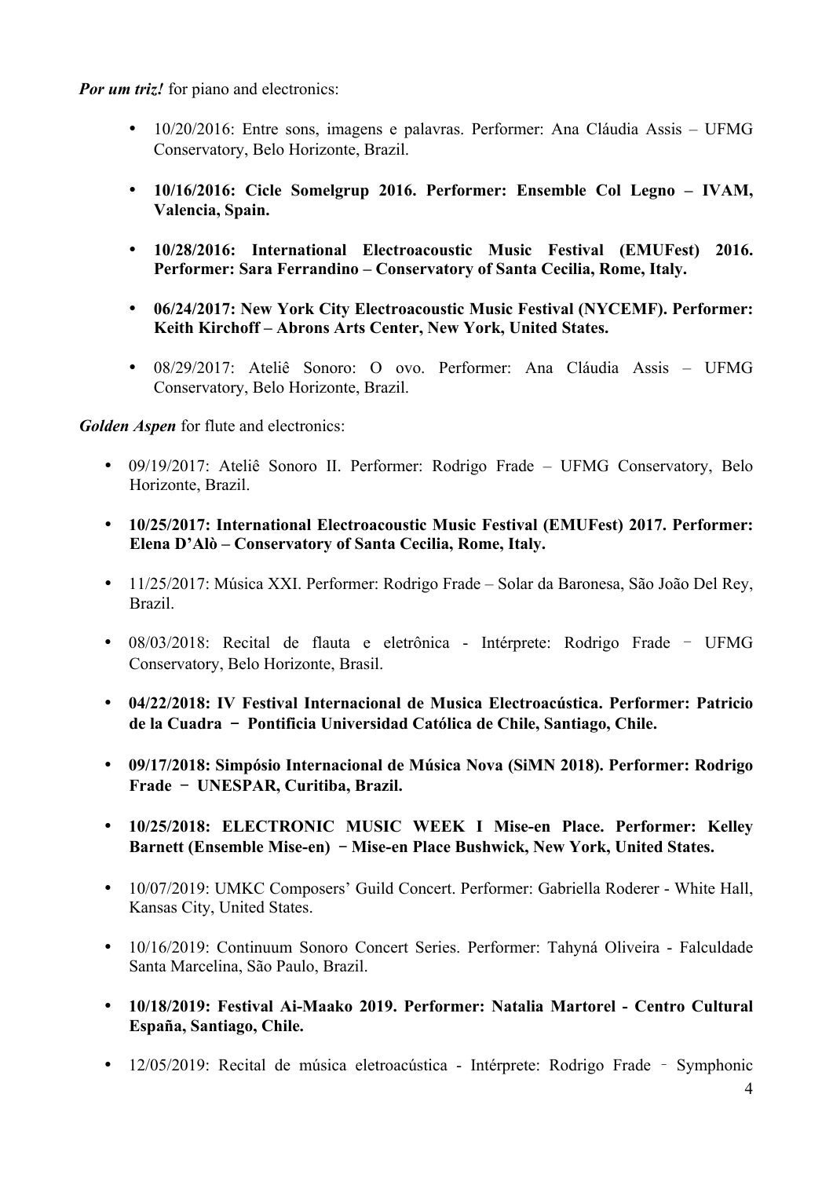***Por um triz!*** for piano and electronics:

- 10/20/2016: Entre sons, imagens e palavras. Performer: Ana Cláudia Assis – UFMG Conservatory, Belo Horizonte, Brazil.
- **10/16/2016: Cicle Somelgrup 2016. Performer: Ensemble Col Legno – IVAM, Valencia, Spain.**
- **10/28/2016: International Electroacoustic Music Festival (EMUFest) 2016. Performer: Sara Ferrandino – Conservatory of Santa Cecilia, Rome, Italy.**
- **06/24/2017: New York City Electroacoustic Music Festival (NYCEMF). Performer: Keith Kirchoff – Abrons Arts Center, New York, United States.**
- 08/29/2017: Ateliê Sonoro: O ovo. Performer: Ana Cláudia Assis – UFMG Conservatory, Belo Horizonte, Brazil.

***Golden Aspen*** for flute and electronics:

- 09/19/2017: Ateliê Sonoro II. Performer: Rodrigo Frade – UFMG Conservatory, Belo Horizonte, Brazil.
- **10/25/2017: International Electroacoustic Music Festival (EMUFest) 2017. Performer: Elena D'Alò – Conservatory of Santa Cecilia, Rome, Italy.**
- 11/25/2017: Música XXI. Performer: Rodrigo Frade – Solar da Baronesa, São João Del Rey, Brazil.
- 08/03/2018: Recital de flauta e eletrônica - Intérprete: Rodrigo Frade ‑ UFMG Conservatory, Belo Horizonte, Brasil.
- **04/22/2018: IV Festival Internacional de Musica Electroacústica. Performer: Patricio de la Cuadra − Pontificia Universidad Católica de Chile, Santiago, Chile.**
- **09/17/2018: Simpósio Internacional de Música Nova (SiMN 2018). Performer: Rodrigo Frade − UNESPAR, Curitiba, Brazil.**
- **10/25/2018: ELECTRONIC MUSIC WEEK I Mise-en Place. Performer: Kelley Barnett (Ensemble Mise-en) − Mise-en Place Bushwick, New York, United States.**
- 10/07/2019: UMKC Composers' Guild Concert. Performer: Gabriella Roderer - White Hall, Kansas City, United States.
- 10/16/2019: Continuum Sonoro Concert Series. Performer: Tahyná Oliveira - Falculdade Santa Marcelina, São Paulo, Brazil.
- **10/18/2019: Festival Ai-Maako 2019. Performer: Natalia Martorel - Centro Cultural España, Santiago, Chile.**
- 12/05/2019: Recital de música eletroacústica - Intérprete: Rodrigo Frade ‑ Symphonic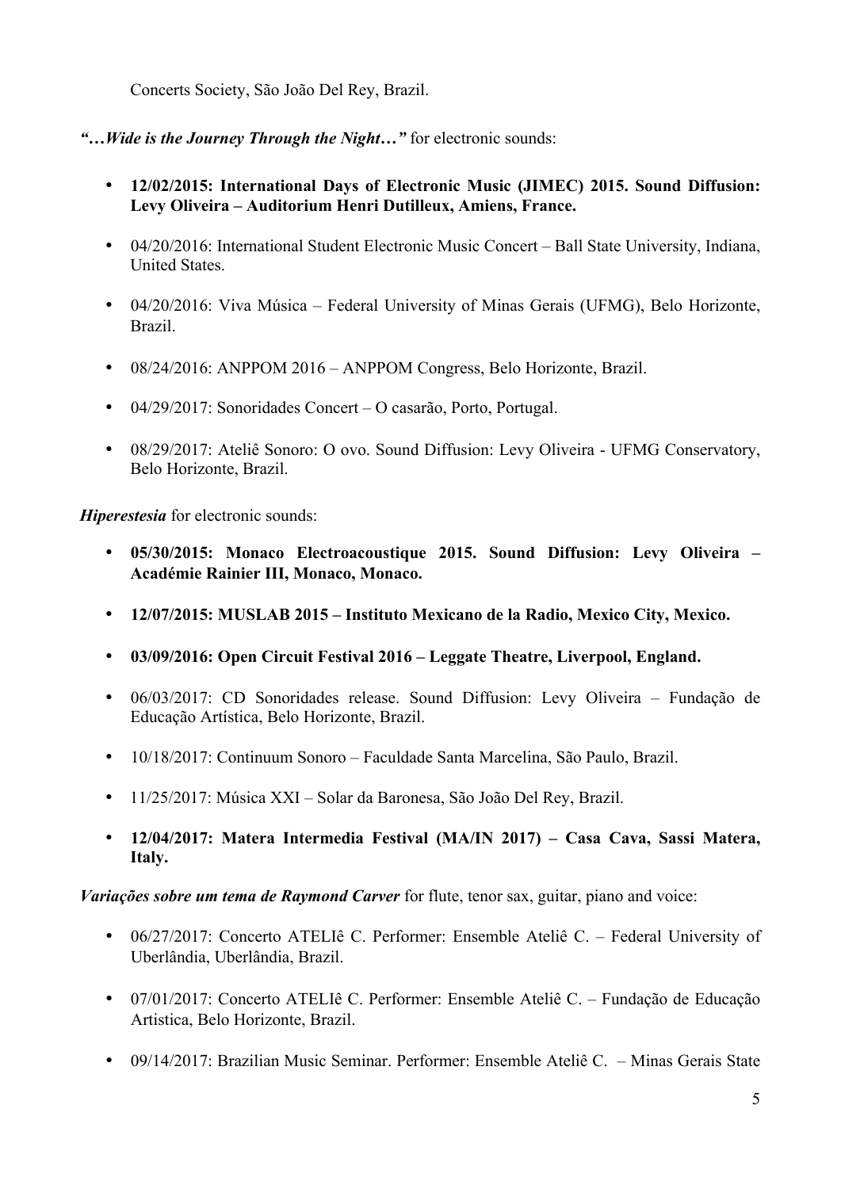Concerts Society, São João Del Rey, Brazil.

***"…Wide is the Journey Through the Night…"*** for electronic sounds:

- **12/02/2015: International Days of Electronic Music (JIMEC) 2015. Sound Diffusion: Levy Oliveira – Auditorium Henri Dutilleux, Amiens, France.**
- 04/20/2016: International Student Electronic Music Concert – Ball State University, Indiana, United States.
- 04/20/2016: Viva Música – Federal University of Minas Gerais (UFMG), Belo Horizonte, Brazil.
- 08/24/2016: ANPPOM 2016 – ANPPOM Congress, Belo Horizonte, Brazil.
- 04/29/2017: Sonoridades Concert – O casarão, Porto, Portugal.
- 08/29/2017: Ateliê Sonoro: O ovo. Sound Diffusion: Levy Oliveira - UFMG Conservatory, Belo Horizonte, Brazil.

***Hiperestesia*** for electronic sounds:

- **05/30/2015: Monaco Electroacoustique 2015. Sound Diffusion: Levy Oliveira – Académie Rainier III, Monaco, Monaco.**
- **12/07/2015: MUSLAB 2015 – Instituto Mexicano de la Radio, Mexico City, Mexico.**
- **03/09/2016: Open Circuit Festival 2016 – Leggate Theatre, Liverpool, England.**
- 06/03/2017: CD Sonoridades release. Sound Diffusion: Levy Oliveira – Fundação de Educação Artística, Belo Horizonte, Brazil.
- 10/18/2017: Continuum Sonoro – Faculdade Santa Marcelina, São Paulo, Brazil.
- 11/25/2017: Música XXI – Solar da Baronesa, São João Del Rey, Brazil.
- **12/04/2017: Matera Intermedia Festival (MA/IN 2017) – Casa Cava, Sassi Matera, Italy.**

***Variações sobre um tema de Raymond Carver*** for flute, tenor sax, guitar, piano and voice:

- 06/27/2017: Concerto ATELIê C. Performer: Ensemble Ateliê C. – Federal University of Uberlândia, Uberlândia, Brazil.
- 07/01/2017: Concerto ATELIê C. Performer: Ensemble Ateliê C. – Fundação de Educação Artistica, Belo Horizonte, Brazil.
- 09/14/2017: Brazilian Music Seminar. Performer: Ensemble Ateliê C. – Minas Gerais State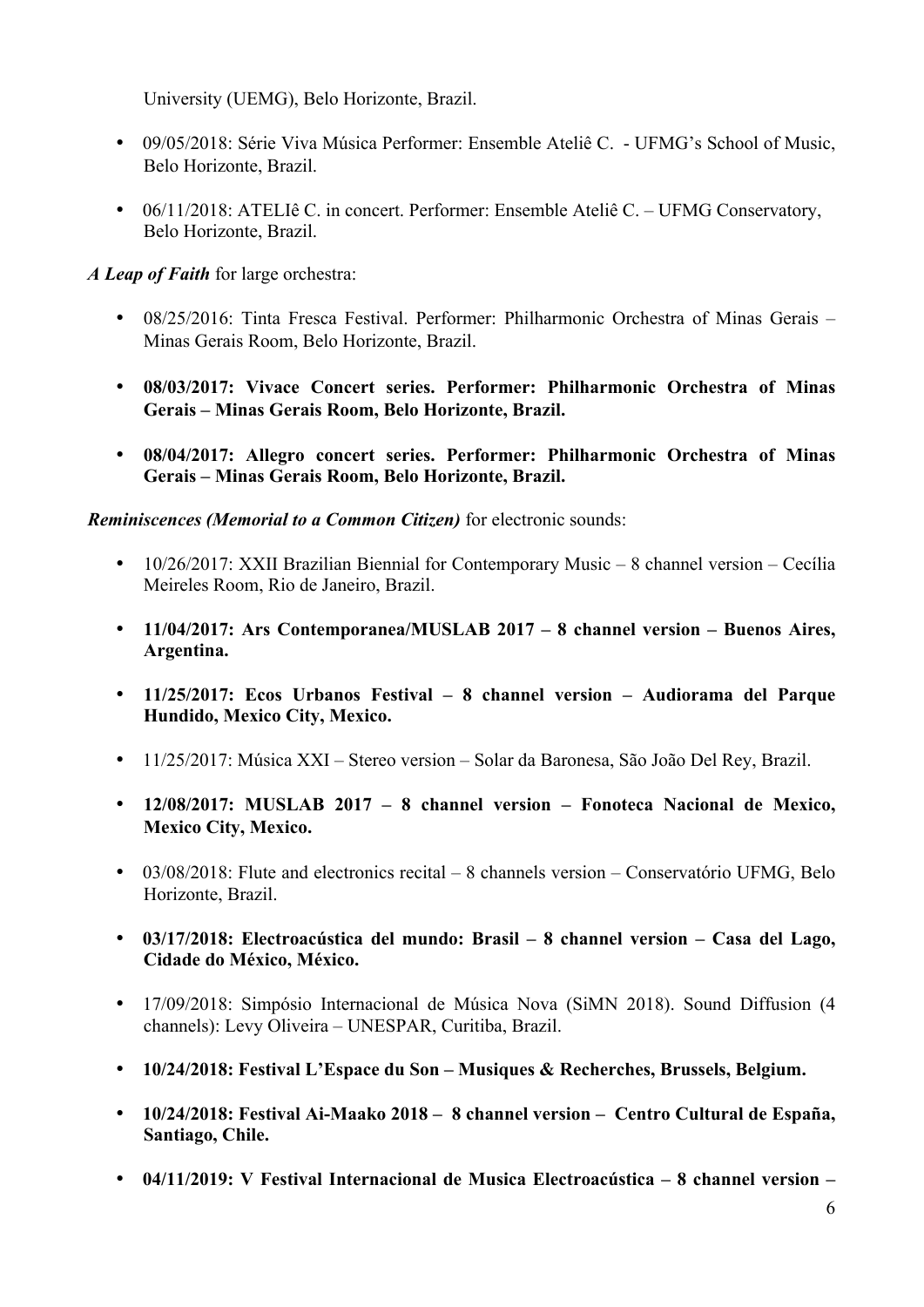University (UEMG), Belo Horizonte, Brazil.

- 09/05/2018: Série Viva Música Performer: Ensemble Ateliê C. - UFMG's School of Music, Belo Horizonte, Brazil.
- 06/11/2018: ATELIê C. in concert. Performer: Ensemble Ateliê C. – UFMG Conservatory, Belo Horizonte, Brazil.

***A Leap of Faith*** for large orchestra:

- 08/25/2016: Tinta Fresca Festival. Performer: Philharmonic Orchestra of Minas Gerais – Minas Gerais Room, Belo Horizonte, Brazil.
- **08/03/2017: Vivace Concert series. Performer: Philharmonic Orchestra of Minas Gerais – Minas Gerais Room, Belo Horizonte, Brazil.**
- **08/04/2017: Allegro concert series. Performer: Philharmonic Orchestra of Minas Gerais – Minas Gerais Room, Belo Horizonte, Brazil.**

***Reminiscences (Memorial to a Common Citizen)*** for electronic sounds:

- 10/26/2017: XXII Brazilian Biennial for Contemporary Music – 8 channel version – Cecília Meireles Room, Rio de Janeiro, Brazil.
- **11/04/2017: Ars Contemporanea/MUSLAB 2017 – 8 channel version – Buenos Aires, Argentina.**
- **11/25/2017: Ecos Urbanos Festival – 8 channel version – Audiorama del Parque Hundido, Mexico City, Mexico.**
- 11/25/2017: Música XXI – Stereo version – Solar da Baronesa, São João Del Rey, Brazil.
- **12/08/2017: MUSLAB 2017 – 8 channel version – Fonoteca Nacional de Mexico, Mexico City, Mexico.**
- 03/08/2018: Flute and electronics recital – 8 channels version – Conservatório UFMG, Belo Horizonte, Brazil.
- **03/17/2018: Electroacústica del mundo: Brasil – 8 channel version – Casa del Lago, Cidade do México, México.**
- 17/09/2018: Simpósio Internacional de Música Nova (SiMN 2018). Sound Diffusion (4 channels): Levy Oliveira – UNESPAR, Curitiba, Brazil.
- **10/24/2018: Festival L'Espace du Son – Musiques & Recherches, Brussels, Belgium.**
- **10/24/2018: Festival Ai-Maako 2018 – 8 channel version – Centro Cultural de España, Santiago, Chile.**
- **04/11/2019: V Festival Internacional de Musica Electroacústica – 8 channel version –**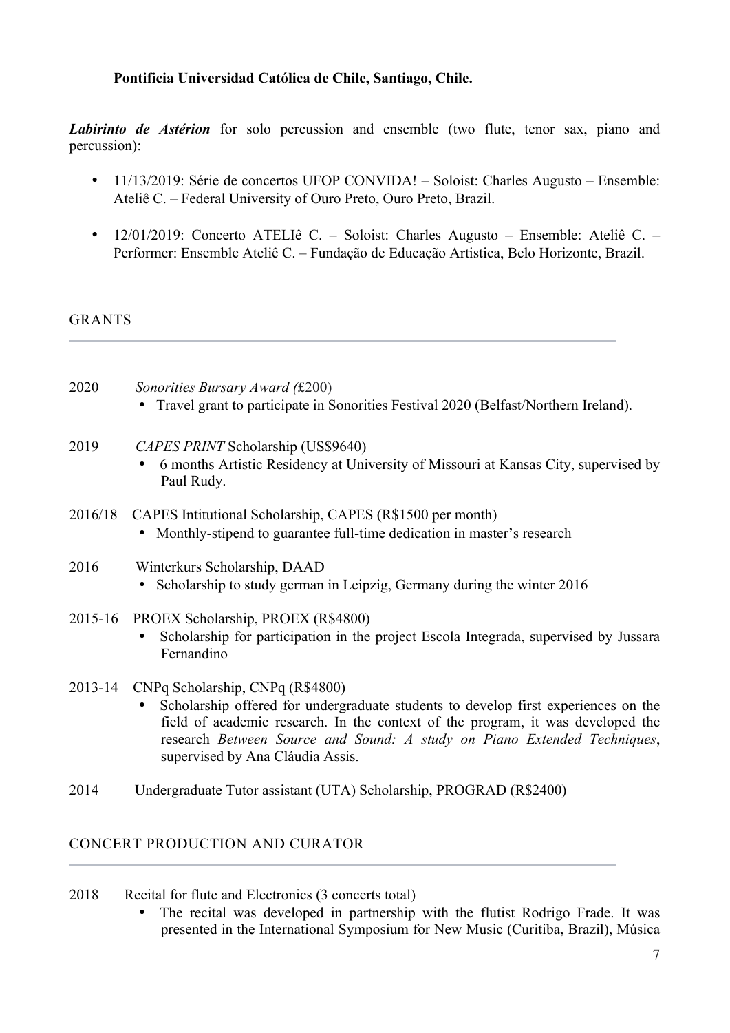**Pontificia Universidad Católica de Chile, Santiago, Chile.**

***Labirinto de Astérion*** for solo percussion and ensemble (two flute, tenor sax, piano and percussion):

- 11/13/2019: Série de concertos UFOP CONVIDA! – Soloist: Charles Augusto – Ensemble: Ateliê C. – Federal University of Ouro Preto, Ouro Preto, Brazil.
- 12/01/2019: Concerto ATELIê C. – Soloist: Charles Augusto – Ensemble: Ateliê C. – Performer: Ensemble Ateliê C. – Fundação de Educação Artistica, Belo Horizonte, Brazil.

## GRANTS

2020 *Sonorities Bursary Award (*£200)

- Travel grant to participate in Sonorities Festival 2020 (Belfast/Northern Ireland).

2019 *CAPES PRINT* Scholarship (US$9640)

- 6 months Artistic Residency at University of Missouri at Kansas City, supervised by Paul Rudy.

2016/18 CAPES Intitutional Scholarship, CAPES (R$1500 per month)

- Monthly-stipend to guarantee full-time dedication in master's research

2016 Winterkurs Scholarship, DAAD

- Scholarship to study german in Leipzig, Germany during the winter 2016

2015-16 PROEX Scholarship, PROEX (R$4800)

- Scholarship for participation in the project Escola Integrada, supervised by Jussara Fernandino

2013-14 CNPq Scholarship, CNPq (R$4800)

- Scholarship offered for undergraduate students to develop first experiences on the field of academic research. In the context of the program, it was developed the research *Between Source and Sound: A study on Piano Extended Techniques*, supervised by Ana Cláudia Assis.

2014 Undergraduate Tutor assistant (UTA) Scholarship, PROGRAD (R$2400)

## CONCERT PRODUCTION AND CURATOR

2018 Recital for flute and Electronics (3 concerts total)

- The recital was developed in partnership with the flutist Rodrigo Frade. It was presented in the International Symposium for New Music (Curitiba, Brazil), Música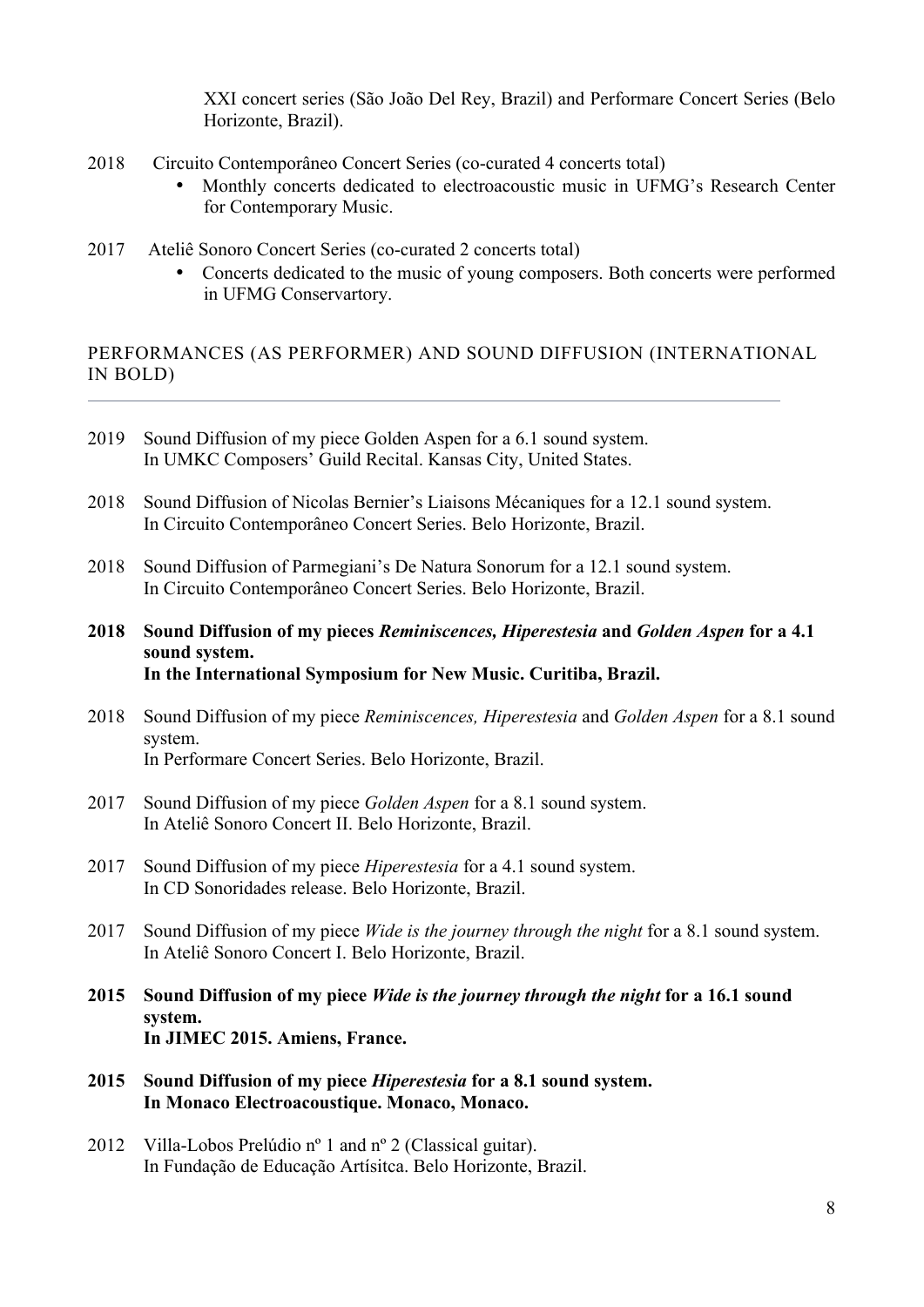XXI concert series (São João Del Rey, Brazil) and Performare Concert Series (Belo Horizonte, Brazil).

2018 Circuito Contemporâneo Concert Series (co-curated 4 concerts total)

- Monthly concerts dedicated to electroacoustic music in UFMG's Research Center for Contemporary Music.

2017 Ateliê Sonoro Concert Series (co-curated 2 concerts total)

- Concerts dedicated to the music of young composers. Both concerts were performed in UFMG Conservartory.

## PERFORMANCES (AS PERFORMER) AND SOUND DIFFUSION (INTERNATIONAL IN BOLD)

2019 Sound Diffusion of my piece Golden Aspen for a 6.1 sound system.
In UMKC Composers' Guild Recital. Kansas City, United States.

2018 Sound Diffusion of Nicolas Bernier's Liaisons Mécaniques for a 12.1 sound system.
In Circuito Contemporâneo Concert Series. Belo Horizonte, Brazil.

2018 Sound Diffusion of Parmegiani's De Natura Sonorum for a 12.1 sound system.
In Circuito Contemporâneo Concert Series. Belo Horizonte, Brazil.

**2018 Sound Diffusion of my pieces *Reminiscences, Hiperestesia* and *Golden Aspen* for a 4.1 sound system.**
**In the International Symposium for New Music. Curitiba, Brazil.**

2018 Sound Diffusion of my piece *Reminiscences, Hiperestesia* and *Golden Aspen* for a 8.1 sound system.
In Performare Concert Series. Belo Horizonte, Brazil.

2017 Sound Diffusion of my piece *Golden Aspen* for a 8.1 sound system.
In Ateliê Sonoro Concert II. Belo Horizonte, Brazil.

2017 Sound Diffusion of my piece *Hiperestesia* for a 4.1 sound system.
In CD Sonoridades release. Belo Horizonte, Brazil.

2017 Sound Diffusion of my piece *Wide is the journey through the night* for a 8.1 sound system.
In Ateliê Sonoro Concert I. Belo Horizonte, Brazil.

**2015 Sound Diffusion of my piece *Wide is the journey through the night* for a 16.1 sound system.**
**In JIMEC 2015. Amiens, France.**

**2015 Sound Diffusion of my piece *Hiperestesia* for a 8.1 sound system.**
**In Monaco Electroacoustique. Monaco, Monaco.**

2012 Villa-Lobos Prelúdio nº 1 and nº 2 (Classical guitar).
In Fundação de Educação Artísitca. Belo Horizonte, Brazil.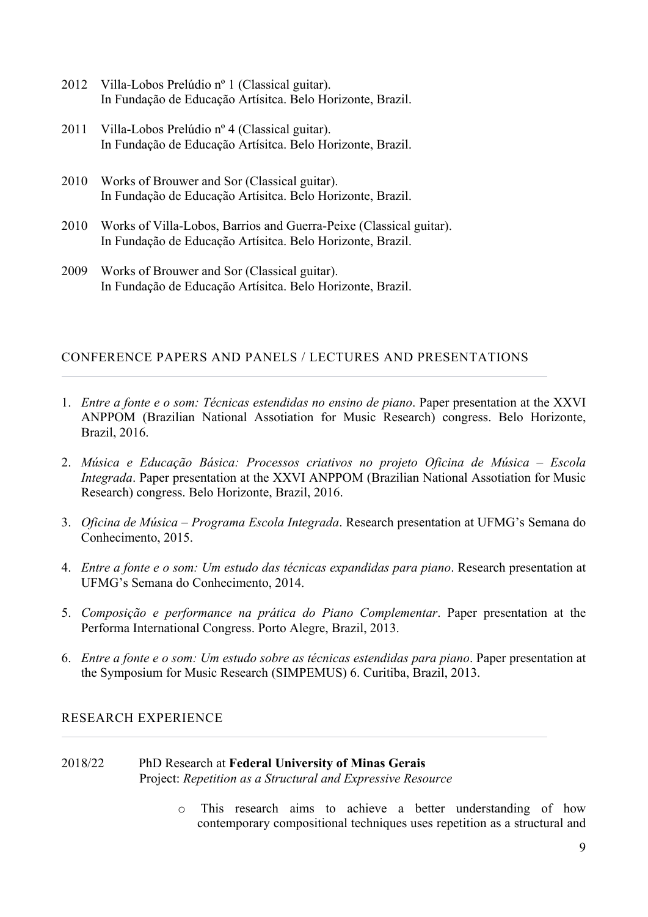2012 Villa-Lobos Prelúdio nº 1 (Classical guitar).
In Fundação de Educação Artísitca. Belo Horizonte, Brazil.

2011 Villa-Lobos Prelúdio nº 4 (Classical guitar).
In Fundação de Educação Artísitca. Belo Horizonte, Brazil.

2010 Works of Brouwer and Sor (Classical guitar).
In Fundação de Educação Artísitca. Belo Horizonte, Brazil.

2010 Works of Villa-Lobos, Barrios and Guerra-Peixe (Classical guitar).
In Fundação de Educação Artísitca. Belo Horizonte, Brazil.

2009 Works of Brouwer and Sor (Classical guitar).
In Fundação de Educação Artísitca. Belo Horizonte, Brazil.

## CONFERENCE PAPERS AND PANELS / LECTURES AND PRESENTATIONS

1. *Entre a fonte e o som: Técnicas estendidas no ensino de piano*. Paper presentation at the XXVI ANPPOM (Brazilian National Assotiation for Music Research) congress. Belo Horizonte, Brazil, 2016.
2. *Música e Educação Básica: Processos criativos no projeto Oficina de Música – Escola Integrada*. Paper presentation at the XXVI ANPPOM (Brazilian National Assotiation for Music Research) congress. Belo Horizonte, Brazil, 2016.
3. *Oficina de Música – Programa Escola Integrada*. Research presentation at UFMG's Semana do Conhecimento, 2015.
4. *Entre a fonte e o som: Um estudo das técnicas expandidas para piano*. Research presentation at UFMG's Semana do Conhecimento, 2014.
5. *Composição e performance na prática do Piano Complementar*. Paper presentation at the Performa International Congress. Porto Alegre, Brazil, 2013.
6. *Entre a fonte e o som: Um estudo sobre as técnicas estendidas para piano*. Paper presentation at the Symposium for Music Research (SIMPEMUS) 6. Curitiba, Brazil, 2013.

## RESEARCH EXPERIENCE

2018/22 PhD Research at **Federal University of Minas Gerais**
Project: *Repetition as a Structural and Expressive Resource*

- This research aims to achieve a better understanding of how contemporary compositional techniques uses repetition as a structural and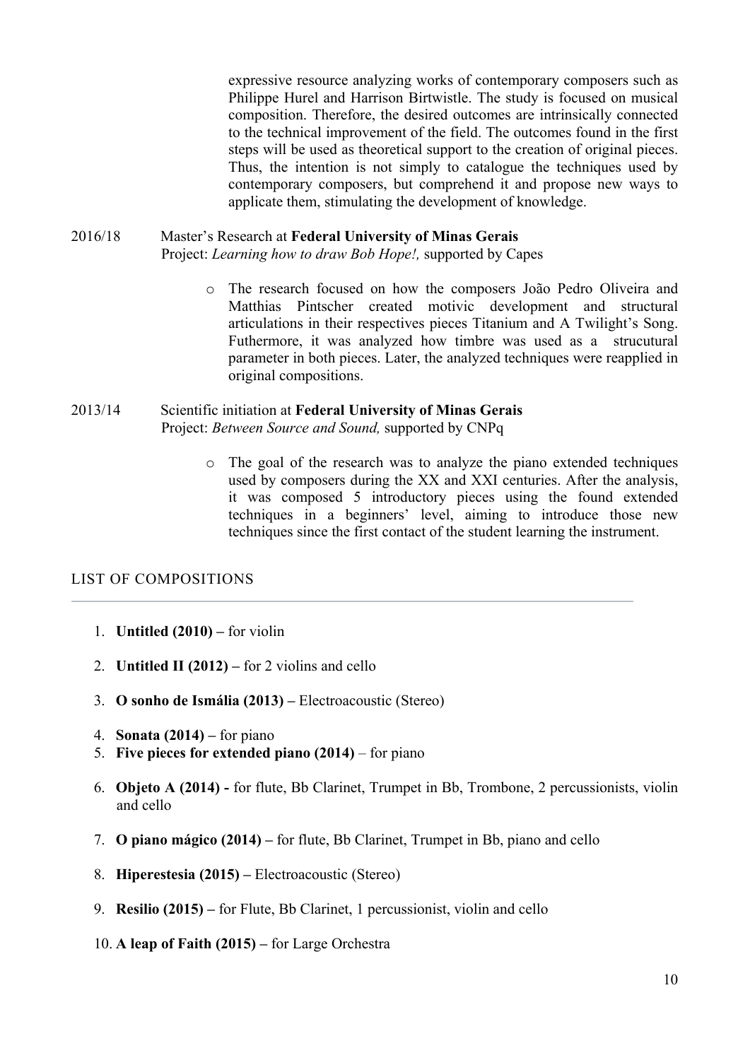expressive resource analyzing works of contemporary composers such as Philippe Hurel and Harrison Birtwistle. The study is focused on musical composition. Therefore, the desired outcomes are intrinsically connected to the technical improvement of the field. The outcomes found in the first steps will be used as theoretical support to the creation of original pieces. Thus, the intention is not simply to catalogue the techniques used by contemporary composers, but comprehend it and propose new ways to applicate them, stimulating the development of knowledge.

2016/18 Master's Research at **Federal University of Minas Gerais**
Project: *Learning how to draw Bob Hope!,* supported by Capes

- The research focused on how the composers João Pedro Oliveira and Matthias Pintscher created motivic development and structural articulations in their respectives pieces Titanium and A Twilight's Song. Futhermore, it was analyzed how timbre was used as a strucutural parameter in both pieces. Later, the analyzed techniques were reapplied in original compositions.

2013/14 Scientific initiation at **Federal University of Minas Gerais**
Project: *Between Source and Sound,* supported by CNPq

- The goal of the research was to analyze the piano extended techniques used by composers during the XX and XXI centuries. After the analysis, it was composed 5 introductory pieces using the found extended techniques in a beginners' level, aiming to introduce those new techniques since the first contact of the student learning the instrument.

## LIST OF COMPOSITIONS

1. **Untitled (2010) –** for violin
2. **Untitled II (2012) –** for 2 violins and cello
3. **O sonho de Ismália (2013) –** Electroacoustic (Stereo)
4. **Sonata (2014) –** for piano
5. **Five pieces for extended piano (2014)** – for piano
6. **Objeto A (2014) -** for flute, Bb Clarinet, Trumpet in Bb, Trombone, 2 percussionists, violin and cello
7. **O piano mágico (2014) –** for flute, Bb Clarinet, Trumpet in Bb, piano and cello
8. **Hiperestesia (2015) –** Electroacoustic (Stereo)
9. **Resilio (2015) –** for Flute, Bb Clarinet, 1 percussionist, violin and cello
10. **A leap of Faith (2015) –** for Large Orchestra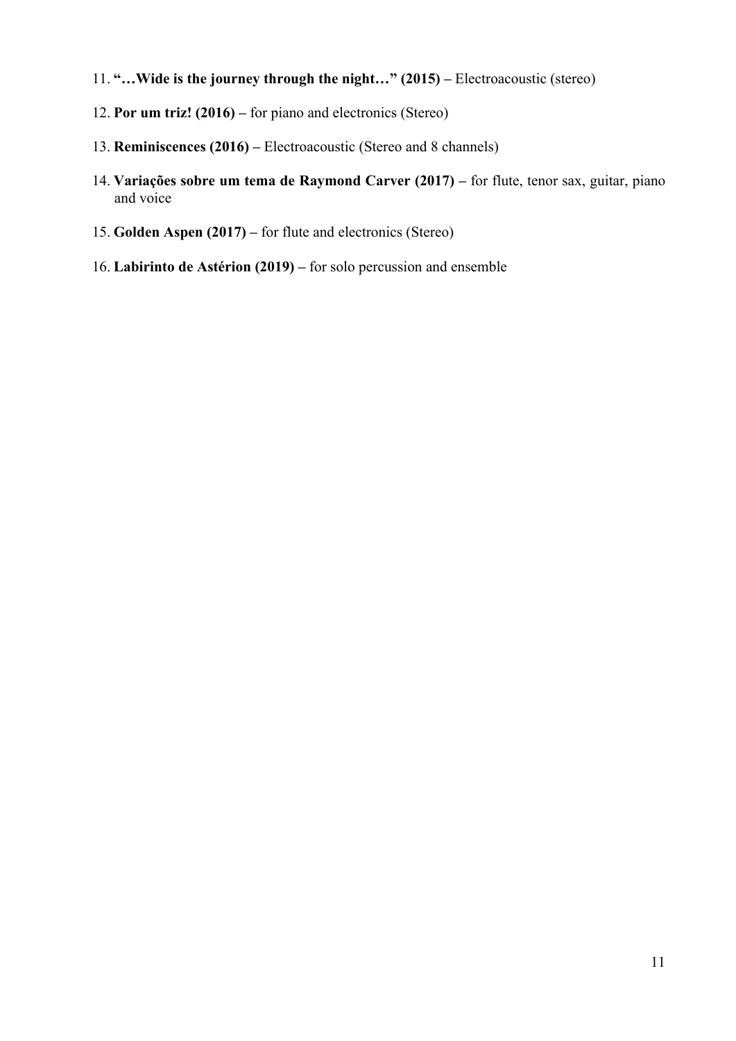11. **"…Wide is the journey through the night…" (2015) –** Electroacoustic (stereo)
12. **Por um triz! (2016) –** for piano and electronics (Stereo)
13. **Reminiscences (2016) –** Electroacoustic (Stereo and 8 channels)
14. **Variações sobre um tema de Raymond Carver (2017) –** for flute, tenor sax, guitar, piano and voice
15. **Golden Aspen (2017) –** for flute and electronics (Stereo)
16. **Labirinto de Astérion (2019) –** for solo percussion and ensemble